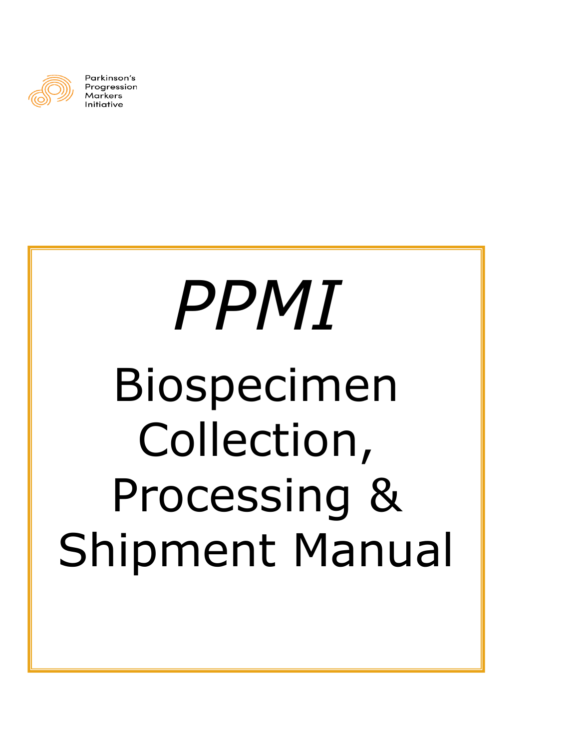Parkinson's Progression Markers Initiative

# *PPMI*

# Biospecimen Collection, Processing & Shipment Manual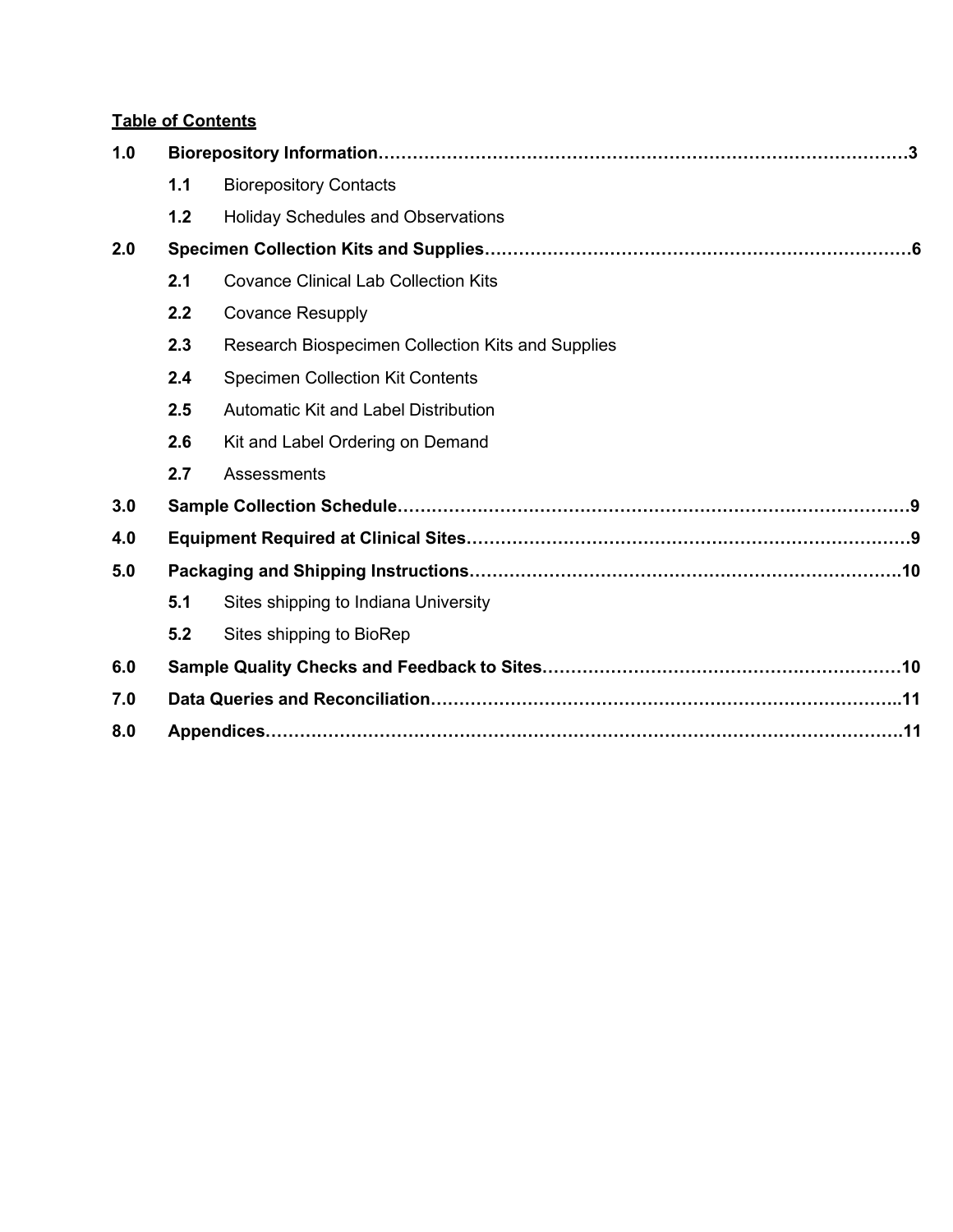**Table of Contents**

**1.0 Biorepository Information……………………………………………………………………………………3**

- **1.1** Biorepository Contacts
- **1.2** Holiday Schedules and Observations

**2.0 Specimen Collection Kits and Supplies…………………………………………………………………6**

- **2.1** Covance Clinical Lab Collection Kits
- **2.2** Covance Resupply
- **2.3** Research Biospecimen Collection Kits and Supplies
- **2.4** Specimen Collection Kit Contents
- **2.5** Automatic Kit and Label Distribution
- **2.6** Kit and Label Ordering on Demand
- **2.7** Assessments

**3.0 Sample Collection Schedule………………………………………………………………………………9**

**4.0 Equipment Required at Clinical Sites……………………………………………………………………9**

**5.0 Packaging and Shipping Instructions…………………………………………………………………10**

- **5.1** Sites shipping to Indiana University
- **5.2** Sites shipping to BioRep

**6.0 Sample Quality Checks and Feedback to Sites………………………………………………………10**

**7.0 Data Queries and Reconciliation………………………………………………………………………..11**

**8.0 Appendices…………………………………………………………………………………………………11**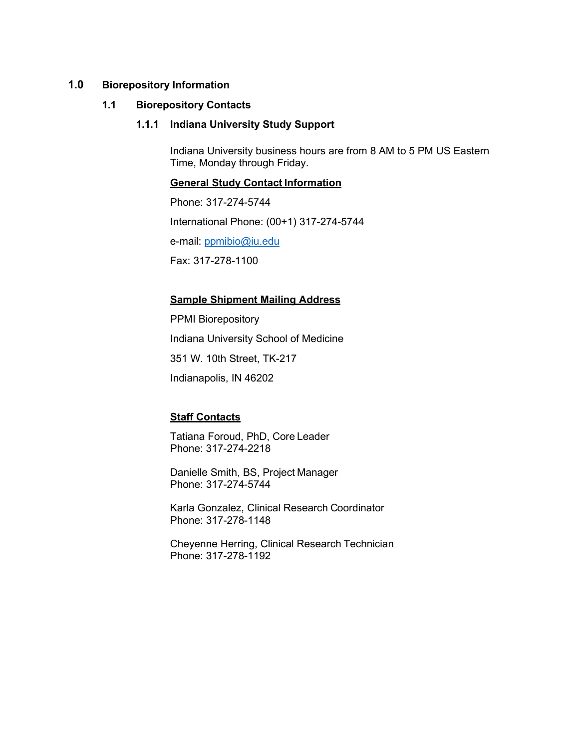# 1.0 Biorepository Information

## 1.1 Biorepository Contacts

### 1.1.1 Indiana University Study Support

Indiana University business hours are from 8 AM to 5 PM US Eastern Time, Monday through Friday.

**General Study Contact Information**

Phone: 317-274-5744

International Phone: (00+1) 317-274-5744

e-mail: ppmibio@iu.edu

Fax: 317-278-1100

**Sample Shipment Mailing Address**

PPMI Biorepository

Indiana University School of Medicine

351 W. 10th Street, TK-217

Indianapolis, IN 46202

**Staff Contacts**

Tatiana Foroud, PhD, Core Leader
Phone: 317-274-2218

Danielle Smith, BS, Project Manager
Phone: 317-274-5744

Karla Gonzalez, Clinical Research Coordinator
Phone: 317-278-1148

Cheyenne Herring, Clinical Research Technician
Phone: 317-278-1192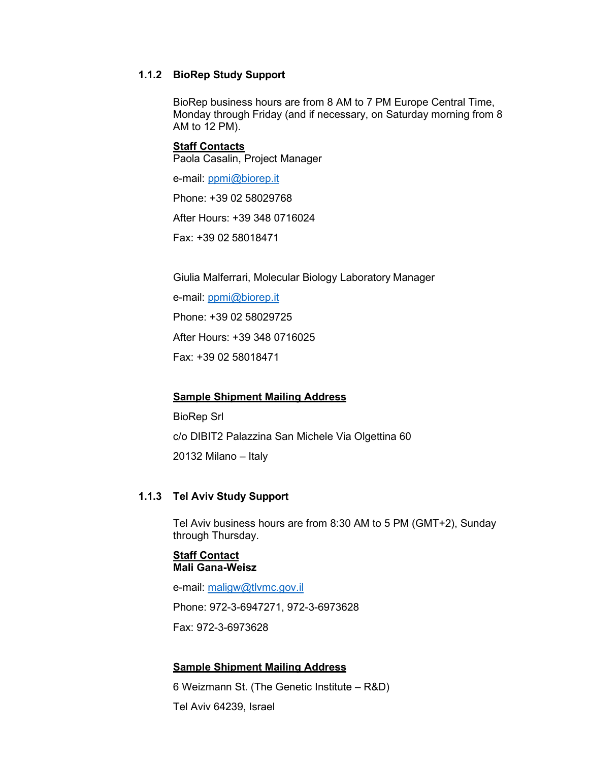### 1.1.2 BioRep Study Support

BioRep business hours are from 8 AM to 7 PM Europe Central Time, Monday through Friday (and if necessary, on Saturday morning from 8 AM to 12 PM).

**Staff Contacts**

Paola Casalin, Project Manager

e-mail: ppmi@biorep.it

Phone: +39 02 58029768

After Hours: +39 348 0716024

Fax: +39 02 58018471

Giulia Malferrari, Molecular Biology Laboratory Manager

e-mail: ppmi@biorep.it

Phone: +39 02 58029725

After Hours: +39 348 0716025

Fax: +39 02 58018471

**Sample Shipment Mailing Address**

BioRep Srl

c/o DIBIT2 Palazzina San Michele Via Olgettina 60

20132 Milano – Italy

### 1.1.3 Tel Aviv Study Support

Tel Aviv business hours are from 8:30 AM to 5 PM (GMT+2), Sunday through Thursday.

**Staff Contact**

**Mali Gana-Weisz**

e-mail: maligw@tlvmc.gov.il

Phone: 972-3-6947271, 972-3-6973628

Fax: 972-3-6973628

**Sample Shipment Mailing Address**

6 Weizmann St. (The Genetic Institute – R&D)

Tel Aviv 64239, Israel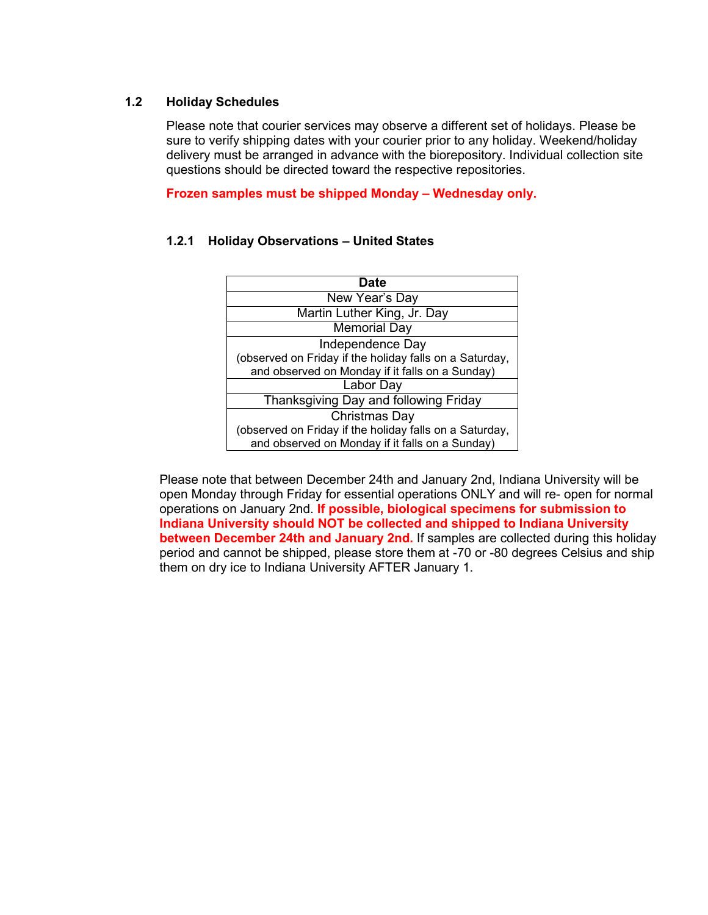## 1.2 Holiday Schedules

Please note that courier services may observe a different set of holidays. Please be sure to verify shipping dates with your courier prior to any holiday. Weekend/holiday delivery must be arranged in advance with the biorepository. Individual collection site questions should be directed toward the respective repositories.

**Frozen samples must be shipped Monday – Wednesday only.**

### 1.2.1 Holiday Observations – United States

| Date |
| --- |
| New Year's Day |
| Martin Luther King, Jr. Day |
| Memorial Day |
| Independence Day<br>(observed on Friday if the holiday falls on a Saturday, and observed on Monday if it falls on a Sunday) |
| Labor Day |
| Thanksgiving Day and following Friday |
| Christmas Day<br>(observed on Friday if the holiday falls on a Saturday, and observed on Monday if it falls on a Sunday) |

Please note that between December 24th and January 2nd, Indiana University will be open Monday through Friday for essential operations ONLY and will re- open for normal operations on January 2nd. **If possible, biological specimens for submission to Indiana University should NOT be collected and shipped to Indiana University between December 24th and January 2nd.** If samples are collected during this holiday period and cannot be shipped, please store them at -70 or -80 degrees Celsius and ship them on dry ice to Indiana University AFTER January 1.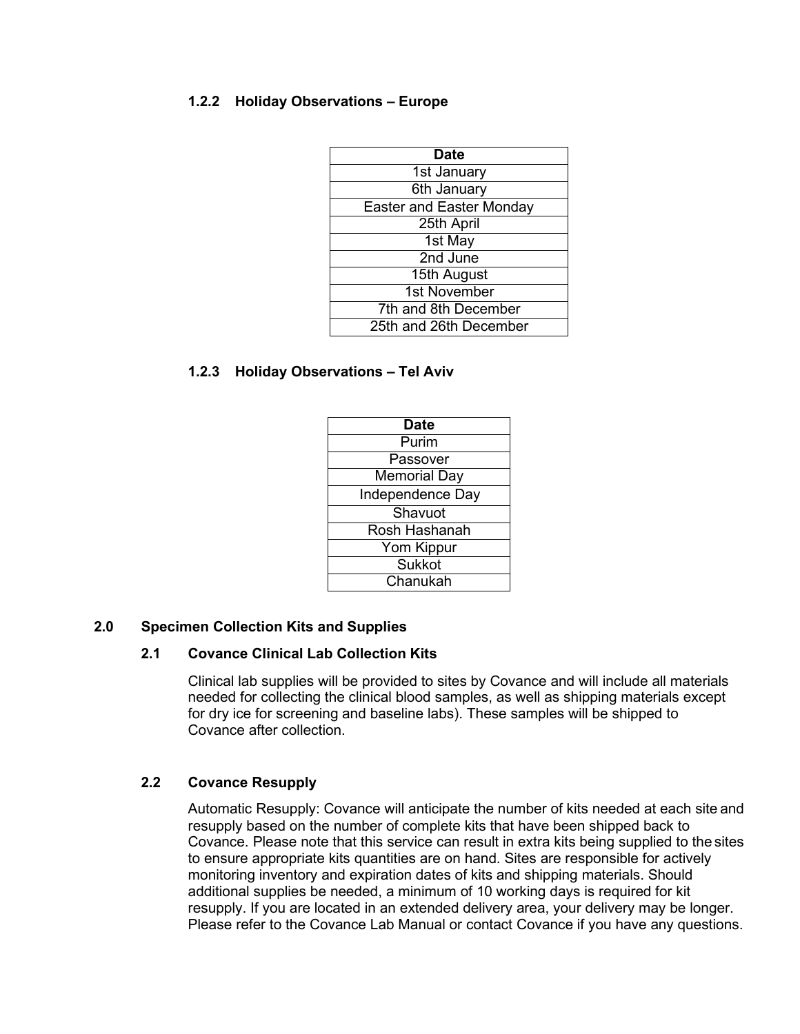### 1.2.2 Holiday Observations – Europe

| Date |
|---|
| 1st January |
| 6th January |
| Easter and Easter Monday |
| 25th April |
| 1st May |
| 2nd June |
| 15th August |
| 1st November |
| 7th and 8th December |
| 25th and 26th December |

### 1.2.3 Holiday Observations – Tel Aviv

| Date |
|---|
| Purim |
| Passover |
| Memorial Day |
| Independence Day |
| Shavuot |
| Rosh Hashanah |
| Yom Kippur |
| Sukkot |
| Chanukah |

## 2.0 Specimen Collection Kits and Supplies

### 2.1 Covance Clinical Lab Collection Kits

Clinical lab supplies will be provided to sites by Covance and will include all materials needed for collecting the clinical blood samples, as well as shipping materials except for dry ice for screening and baseline labs). These samples will be shipped to Covance after collection.

### 2.2 Covance Resupply

Automatic Resupply: Covance will anticipate the number of kits needed at each site and resupply based on the number of complete kits that have been shipped back to Covance. Please note that this service can result in extra kits being supplied to the sites to ensure appropriate kits quantities are on hand. Sites are responsible for actively monitoring inventory and expiration dates of kits and shipping materials. Should additional supplies be needed, a minimum of 10 working days is required for kit resupply. If you are located in an extended delivery area, your delivery may be longer. Please refer to the Covance Lab Manual or contact Covance if you have any questions.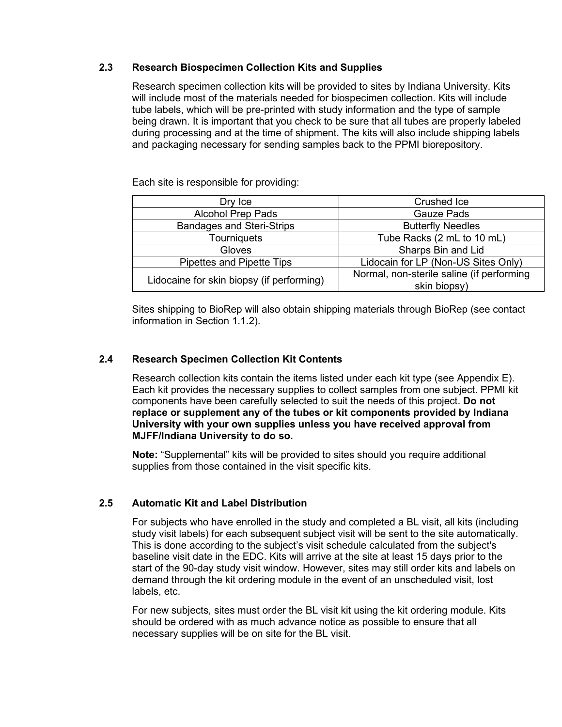### 2.3 Research Biospecimen Collection Kits and Supplies

Research specimen collection kits will be provided to sites by Indiana University. Kits will include most of the materials needed for biospecimen collection. Kits will include tube labels, which will be pre-printed with study information and the type of sample being drawn. It is important that you check to be sure that all tubes are properly labeled during processing and at the time of shipment. The kits will also include shipping labels and packaging necessary for sending samples back to the PPMI biorepository.

Each site is responsible for providing:

| | |
|---|---|
| Dry Ice | Crushed Ice |
| Alcohol Prep Pads | Gauze Pads |
| Bandages and Steri-Strips | Butterfly Needles |
| Tourniquets | Tube Racks (2 mL to 10 mL) |
| Gloves | Sharps Bin and Lid |
| Pipettes and Pipette Tips | Lidocain for LP (Non-US Sites Only) |
| Lidocaine for skin biopsy (if performing) | Normal, non-sterile saline (if performing skin biopsy) |

Sites shipping to BioRep will also obtain shipping materials through BioRep (see contact information in Section 1.1.2).

### 2.4 Research Specimen Collection Kit Contents

Research collection kits contain the items listed under each kit type (see Appendix E). Each kit provides the necessary supplies to collect samples from one subject. PPMI kit components have been carefully selected to suit the needs of this project. **Do not replace or supplement any of the tubes or kit components provided by Indiana University with your own supplies unless you have received approval from MJFF/Indiana University to do so.**

**Note:** “Supplemental” kits will be provided to sites should you require additional supplies from those contained in the visit specific kits.

### 2.5 Automatic Kit and Label Distribution

For subjects who have enrolled in the study and completed a BL visit, all kits (including study visit labels) for each subsequent subject visit will be sent to the site automatically. This is done according to the subject’s visit schedule calculated from the subject's baseline visit date in the EDC. Kits will arrive at the site at least 15 days prior to the start of the 90-day study visit window. However, sites may still order kits and labels on demand through the kit ordering module in the event of an unscheduled visit, lost labels, etc.

For new subjects, sites must order the BL visit kit using the kit ordering module. Kits should be ordered with as much advance notice as possible to ensure that all necessary supplies will be on site for the BL visit.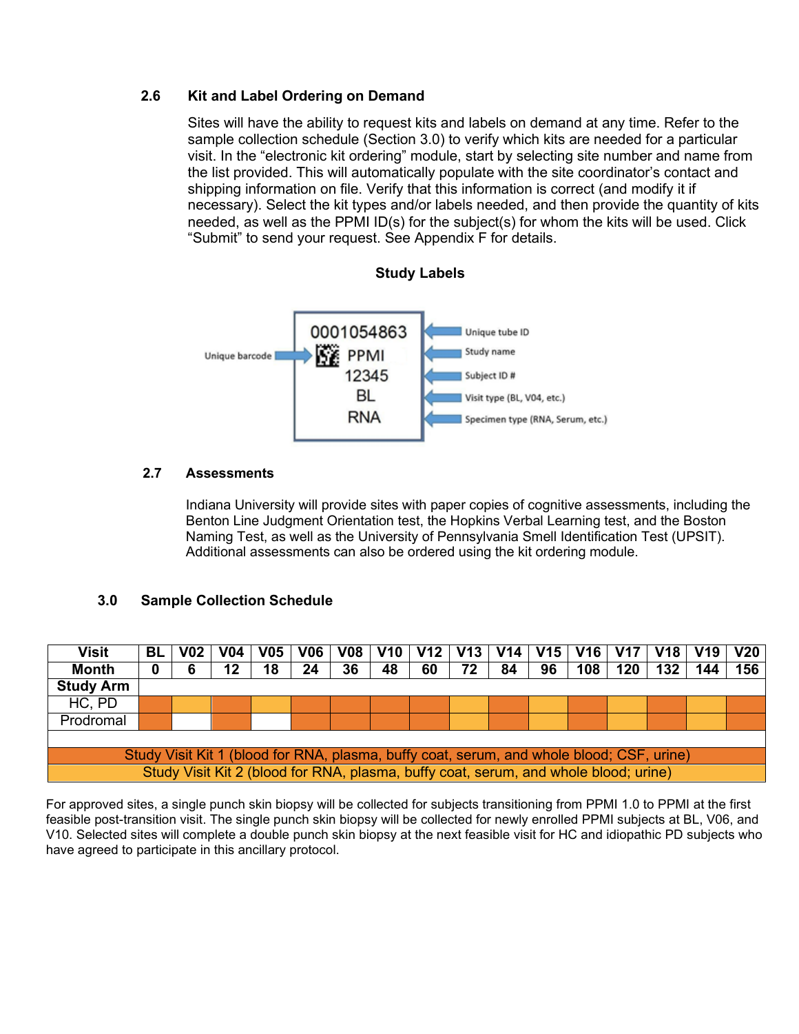### 2.6 Kit and Label Ordering on Demand

Sites will have the ability to request kits and labels on demand at any time. Refer to the sample collection schedule (Section 3.0) to verify which kits are needed for a particular visit. In the "electronic kit ordering" module, start by selecting site number and name from the list provided. This will automatically populate with the site coordinator's contact and shipping information on file. Verify that this information is correct (and modify it if necessary). Select the kit types and/or labels needed, and then provide the quantity of kits needed, as well as the PPMI ID(s) for the subject(s) for whom the kits will be used. Click "Submit" to send your request. See Appendix F for details.

**Study Labels**

| Label content | Field |
|---|---|
| 0001054863 | Unique tube ID |
| (barcode) | Unique barcode |
| PPMI | Study name |
| 12345 | Subject ID # |
| BL | Visit type (BL, V04, etc.) |
| RNA | Specimen type (RNA, Serum, etc.) |

### 2.7 Assessments

Indiana University will provide sites with paper copies of cognitive assessments, including the Benton Line Judgment Orientation test, the Hopkins Verbal Learning test, and the Boston Naming Test, as well as the University of Pennsylvania Smell Identification Test (UPSIT). Additional assessments can also be ordered using the kit ordering module.

## 3.0 Sample Collection Schedule

| Visit | BL | V02 | V04 | V05 | V06 | V08 | V10 | V12 | V13 | V14 | V15 | V16 | V17 | V18 | V19 | V20 |
|---|---|---|---|---|---|---|---|---|---|---|---|---|---|---|---|---|
| Month | 0 | 6 | 12 | 18 | 24 | 36 | 48 | 60 | 72 | 84 | 96 | 108 | 120 | 132 | 144 | 156 |
| **Study Arm** | | | | | | | | | | | | | | | | |
| HC, PD | Kit 1 | Kit 2 | Kit 1 | Kit 2 | Kit 1 | Kit 1 | Kit 1 | Kit 1 | Kit 2 | Kit 1 | Kit 2 | Kit 1 | Kit 2 | Kit 1 | Kit 2 | Kit 1 |
| Prodromal | Kit 1 | | Kit 1 | | Kit 1 | Kit 1 | Kit 1 | Kit 1 | Kit 2 | Kit 1 | Kit 2 | Kit 1 | Kit 2 | Kit 1 | Kit 2 | Kit 1 |

Study Visit Kit 1 (blood for RNA, plasma, buffy coat, serum, and whole blood; CSF, urine)

Study Visit Kit 2 (blood for RNA, plasma, buffy coat, serum, and whole blood; urine)

For approved sites, a single punch skin biopsy will be collected for subjects transitioning from PPMI 1.0 to PPMI at the first feasible post-transition visit. The single punch skin biopsy will be collected for newly enrolled PPMI subjects at BL, V06, and V10. Selected sites will complete a double punch skin biopsy at the next feasible visit for HC and idiopathic PD subjects who have agreed to participate in this ancillary protocol.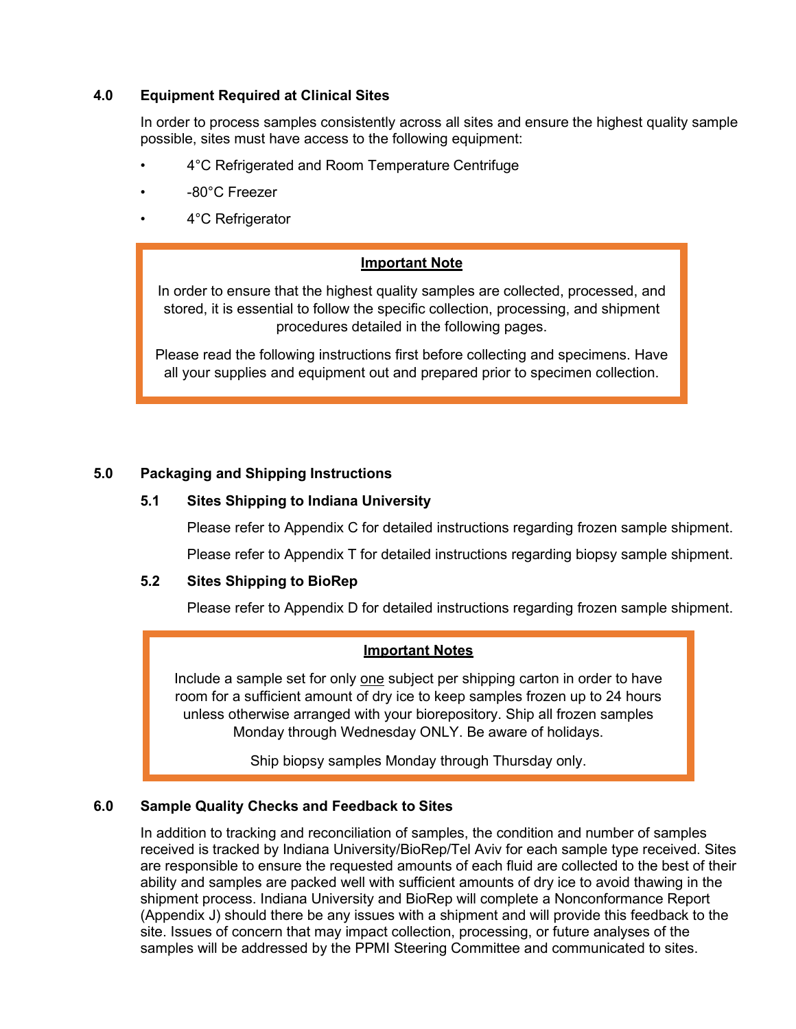## 4.0 Equipment Required at Clinical Sites

In order to process samples consistently across all sites and ensure the highest quality sample possible, sites must have access to the following equipment:

- 4°C Refrigerated and Room Temperature Centrifuge
- -80°C Freezer
- 4°C Refrigerator

> **Important Note**
>
> In order to ensure that the highest quality samples are collected, processed, and stored, it is essential to follow the specific collection, processing, and shipment procedures detailed in the following pages.
>
> Please read the following instructions first before collecting and specimens. Have all your supplies and equipment out and prepared prior to specimen collection.

## 5.0 Packaging and Shipping Instructions

### 5.1 Sites Shipping to Indiana University

Please refer to Appendix C for detailed instructions regarding frozen sample shipment.

Please refer to Appendix T for detailed instructions regarding biopsy sample shipment.

### 5.2 Sites Shipping to BioRep

Please refer to Appendix D for detailed instructions regarding frozen sample shipment.

> **Important Notes**
>
> Include a sample set for only one subject per shipping carton in order to have room for a sufficient amount of dry ice to keep samples frozen up to 24 hours unless otherwise arranged with your biorepository. Ship all frozen samples Monday through Wednesday ONLY. Be aware of holidays.
>
> Ship biopsy samples Monday through Thursday only.

## 6.0 Sample Quality Checks and Feedback to Sites

In addition to tracking and reconciliation of samples, the condition and number of samples received is tracked by Indiana University/BioRep/Tel Aviv for each sample type received. Sites are responsible to ensure the requested amounts of each fluid are collected to the best of their ability and samples are packed well with sufficient amounts of dry ice to avoid thawing in the shipment process. Indiana University and BioRep will complete a Nonconformance Report (Appendix J) should there be any issues with a shipment and will provide this feedback to the site. Issues of concern that may impact collection, processing, or future analyses of the samples will be addressed by the PPMI Steering Committee and communicated to sites.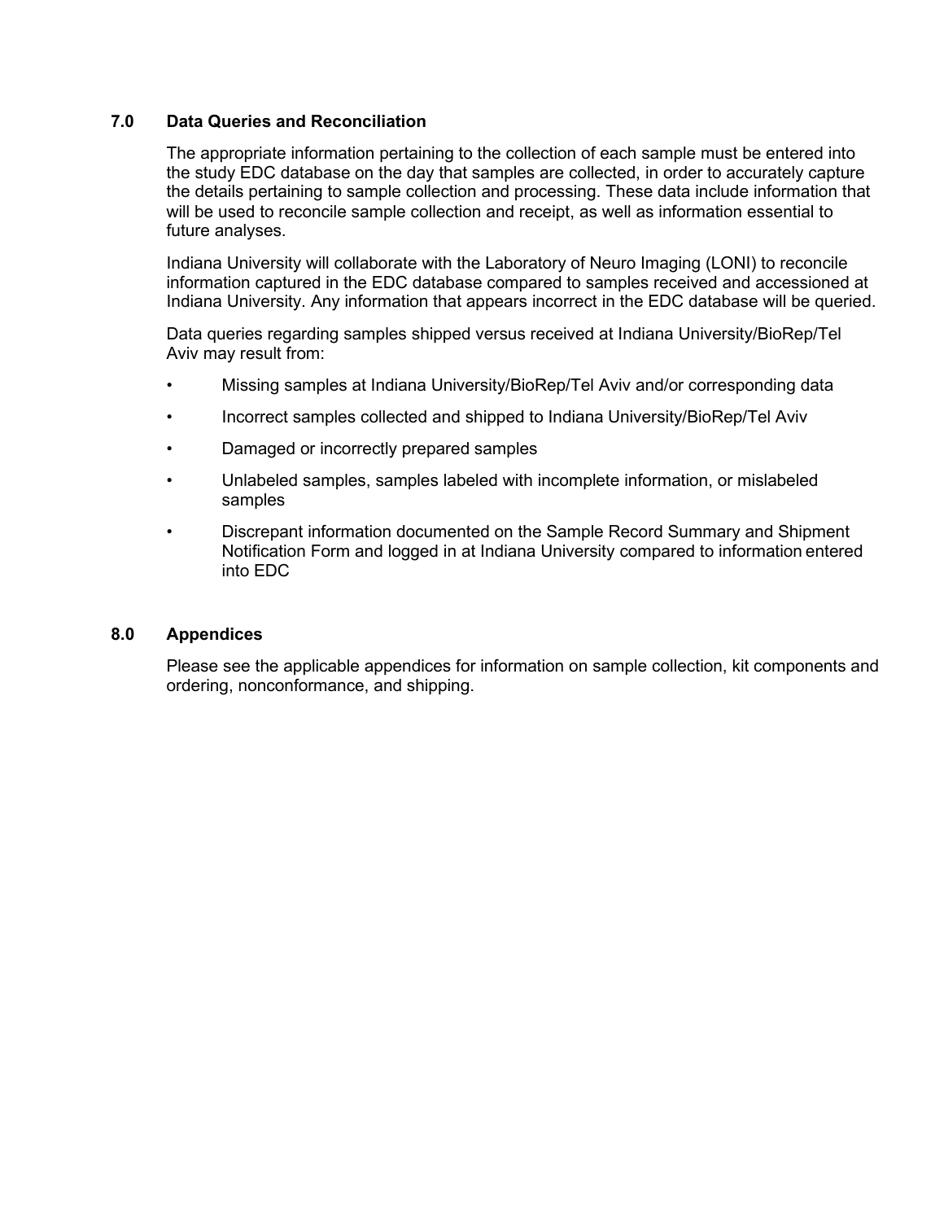## 7.0 Data Queries and Reconciliation

The appropriate information pertaining to the collection of each sample must be entered into the study EDC database on the day that samples are collected, in order to accurately capture the details pertaining to sample collection and processing. These data include information that will be used to reconcile sample collection and receipt, as well as information essential to future analyses.

Indiana University will collaborate with the Laboratory of Neuro Imaging (LONI) to reconcile information captured in the EDC database compared to samples received and accessioned at Indiana University. Any information that appears incorrect in the EDC database will be queried.

Data queries regarding samples shipped versus received at Indiana University/BioRep/Tel Aviv may result from:

- Missing samples at Indiana University/BioRep/Tel Aviv and/or corresponding data
- Incorrect samples collected and shipped to Indiana University/BioRep/Tel Aviv
- Damaged or incorrectly prepared samples
- Unlabeled samples, samples labeled with incomplete information, or mislabeled samples
- Discrepant information documented on the Sample Record Summary and Shipment Notification Form and logged in at Indiana University compared to information entered into EDC

## 8.0 Appendices

Please see the applicable appendices for information on sample collection, kit components and ordering, nonconformance, and shipping.